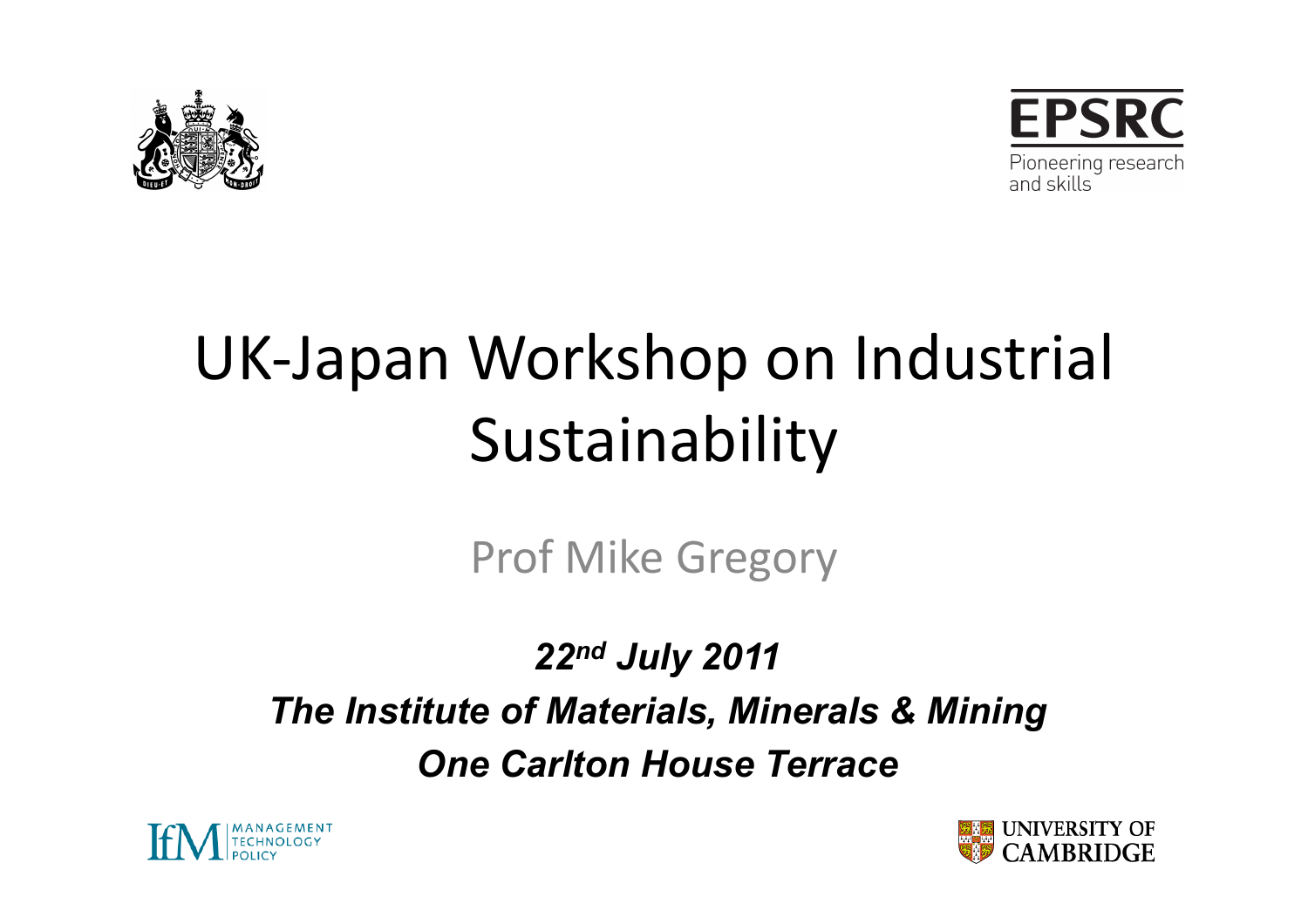EPSRC

Pioneering research and skills

# UK-Japan Workshop on Industrial Sustainability

Prof Mike Gregory

***22nd July 2011***

***The Institute of Materials, Minerals & Mining***

***One Carlton House Terrace***

IfM MANAGEMENT TECHNOLOGY POLICY

UNIVERSITY OF CAMBRIDGE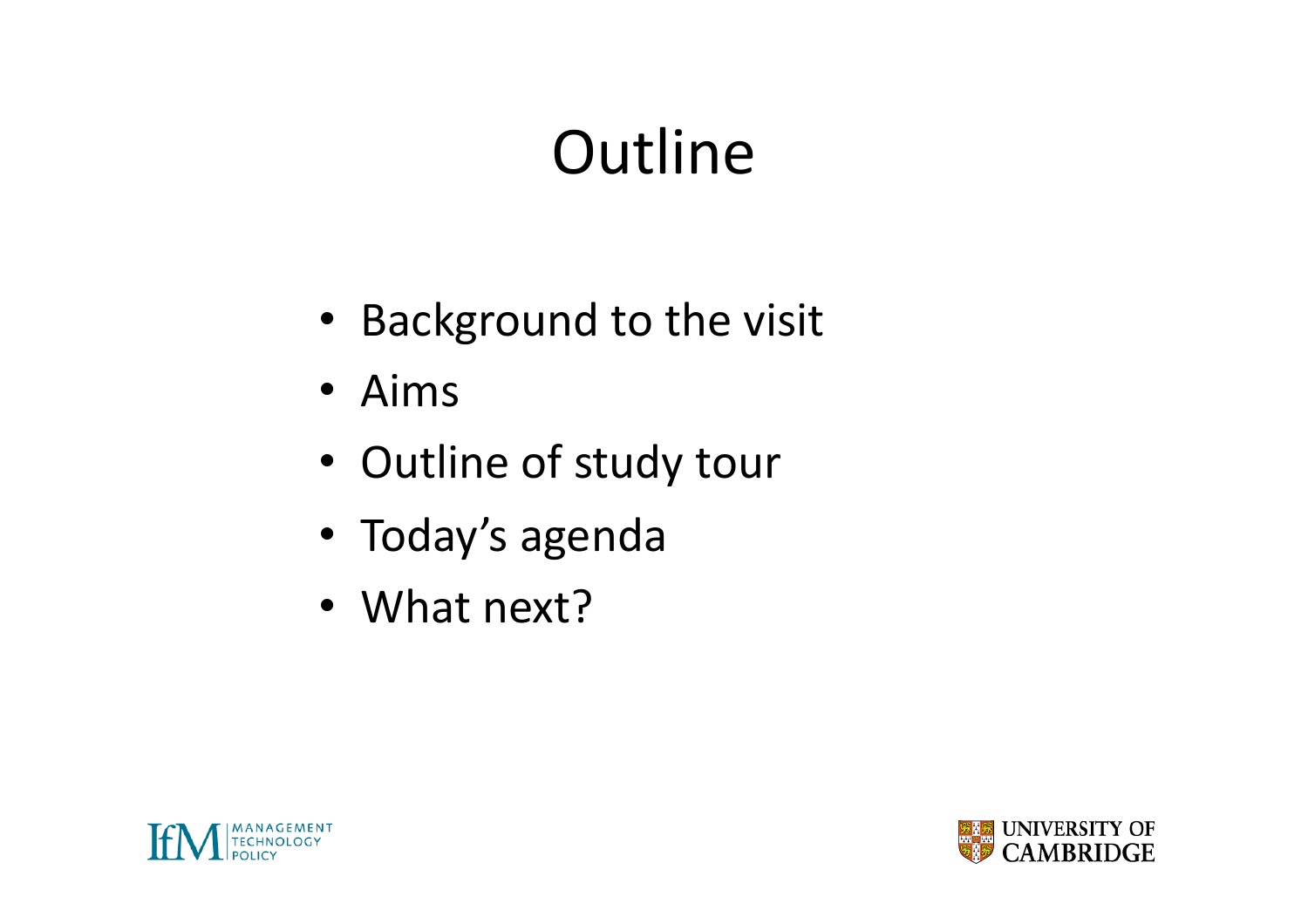# Outline

- Background to the visit
- Aims
- Outline of study tour
- Today's agenda
- What next?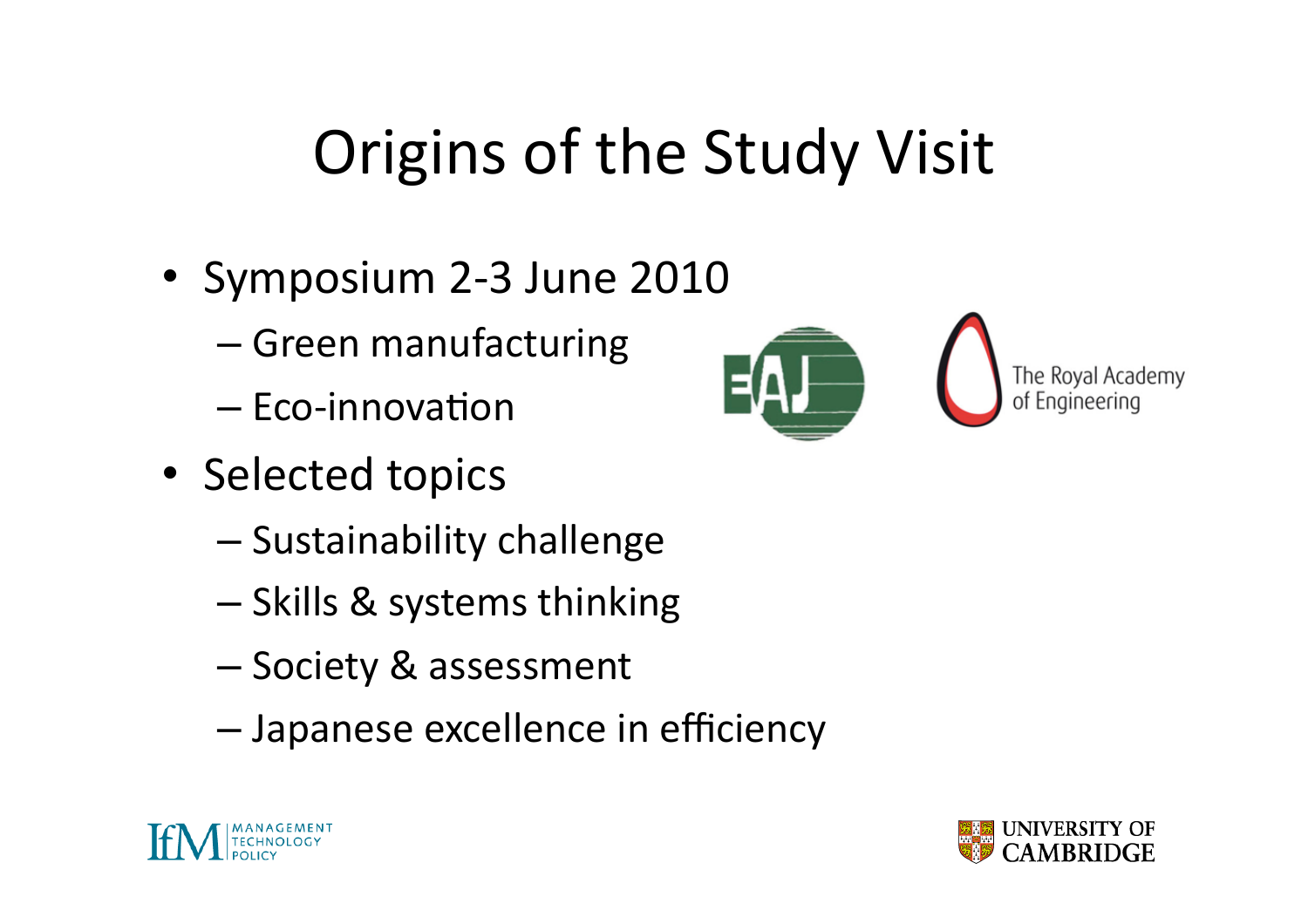# Origins of the Study Visit

- Symposium 2-3 June 2010
  - Green manufacturing
  - Eco-innovation
- Selected topics
  - Sustainability challenge
  - Skills & systems thinking
  - Society & assessment
  - Japanese excellence in efficiency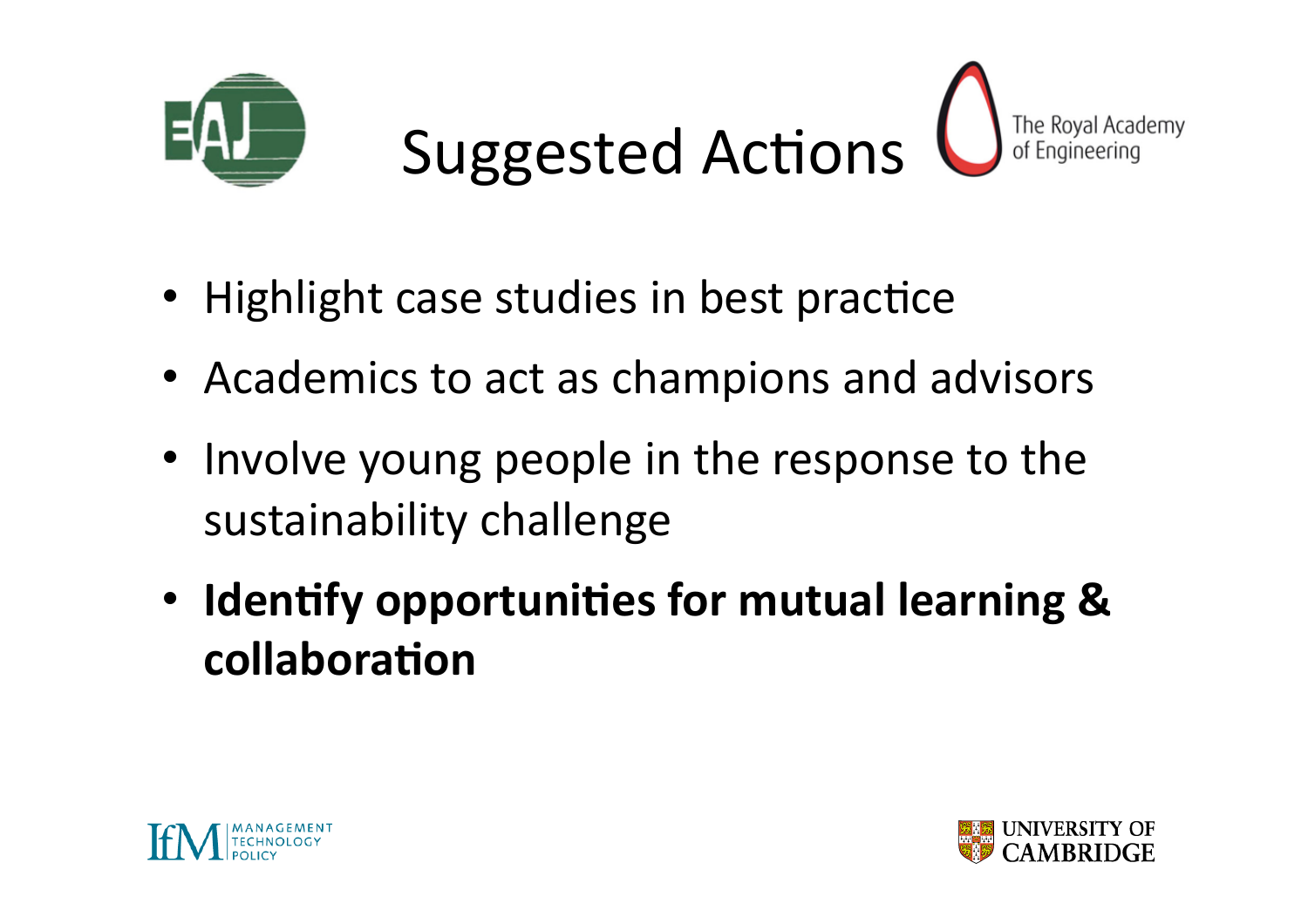# Suggested Actions

- Highlight case studies in best practice
- Academics to act as champions and advisors
- Involve young people in the response to the sustainability challenge
- **Identify opportunities for mutual learning & collaboration**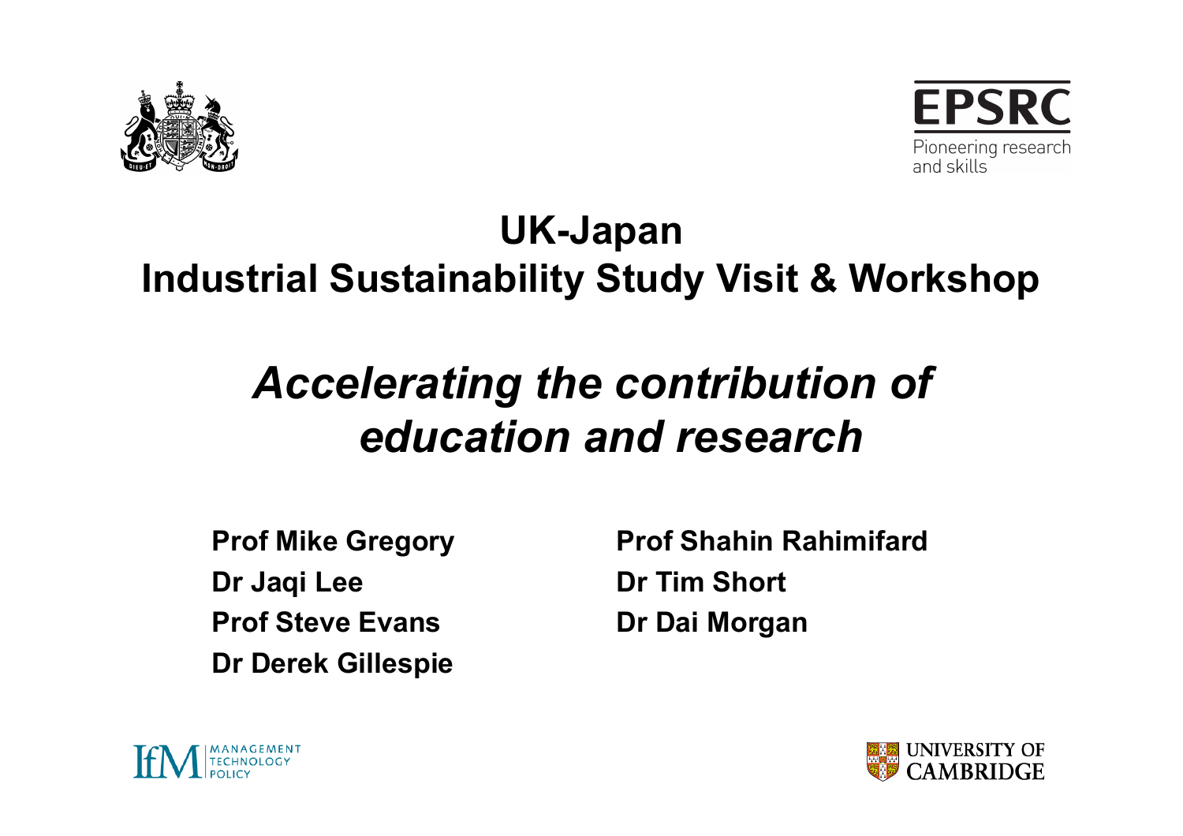# UK-Japan
# Industrial Sustainability Study Visit & Workshop

## *Accelerating the contribution of education and research*

**Prof Mike Gregory**
**Dr Jaqi Lee**
**Prof Steve Evans**
**Dr Derek Gillespie**

**Prof Shahin Rahimifard**
**Dr Tim Short**
**Dr Dai Morgan**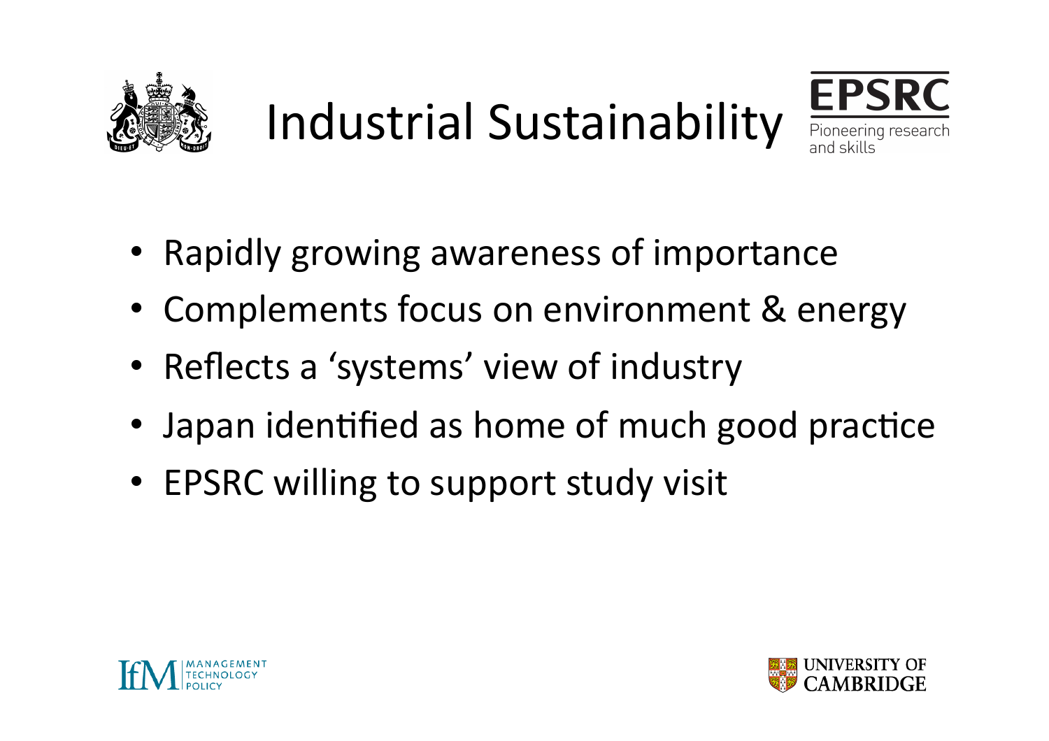# Industrial Sustainability

- Rapidly growing awareness of importance
- Complements focus on environment & energy
- Reflects a 'systems' view of industry
- Japan identified as home of much good practice
- EPSRC willing to support study visit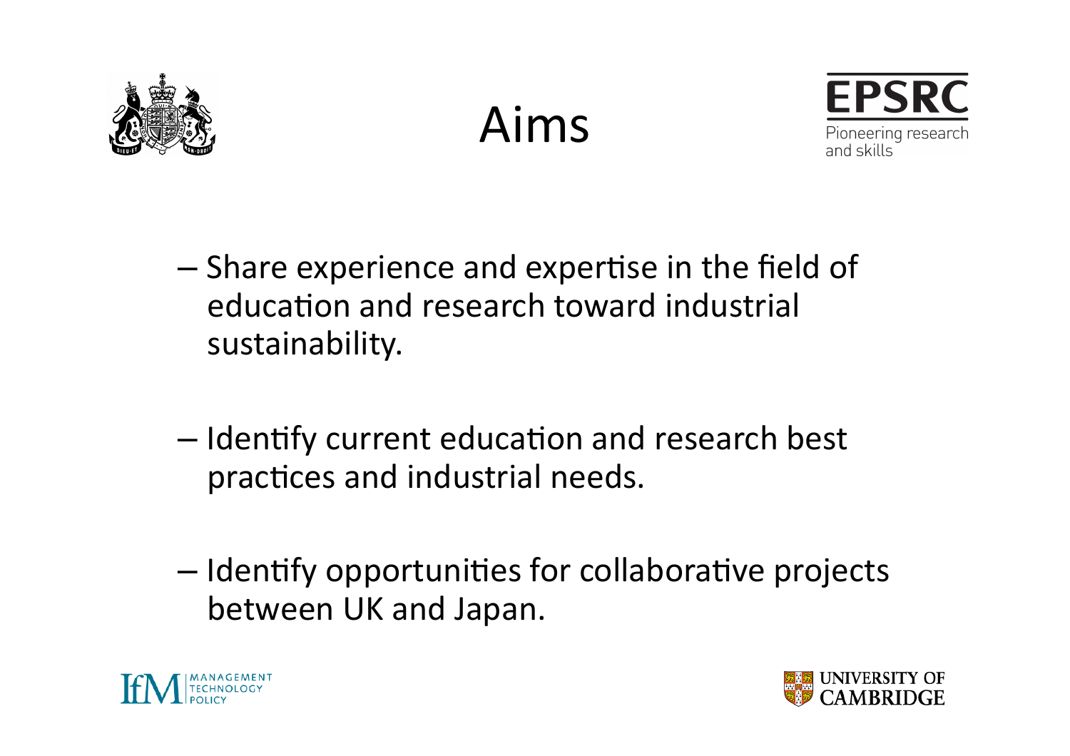# Aims

- Share experience and expertise in the field of education and research toward industrial sustainability.
- Identify current education and research best practices and industrial needs.
- Identify opportunities for collaborative projects between UK and Japan.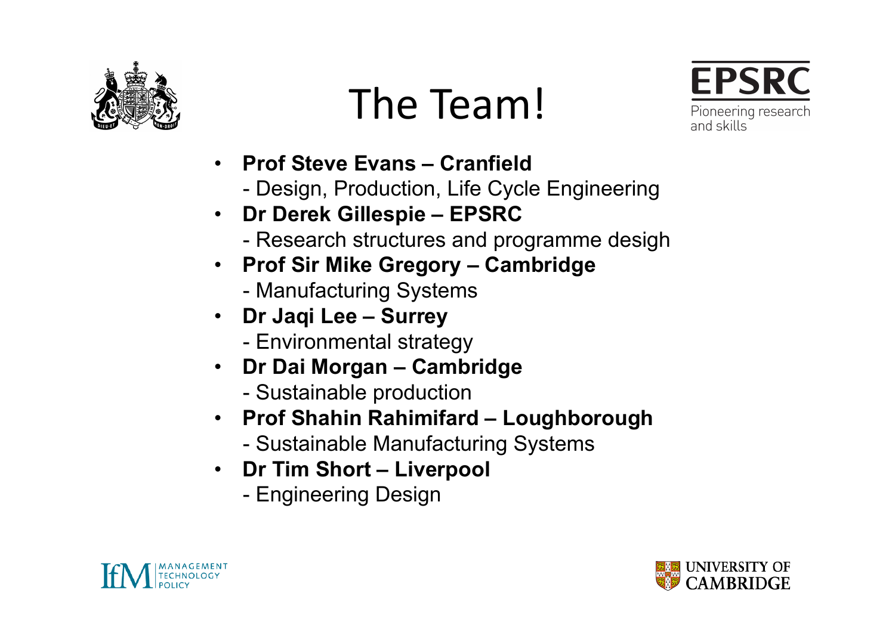# The Team!

- **Prof Steve Evans – Cranfield**
  - Design, Production, Life Cycle Engineering
- **Dr Derek Gillespie – EPSRC**
  - Research structures and programme desigh
- **Prof Sir Mike Gregory – Cambridge**
  - Manufacturing Systems
- **Dr Jaqi Lee – Surrey**
  - Environmental strategy
- **Dr Dai Morgan – Cambridge**
  - Sustainable production
- **Prof Shahin Rahimifard – Loughborough**
  - Sustainable Manufacturing Systems
- **Dr Tim Short – Liverpool**
  - Engineering Design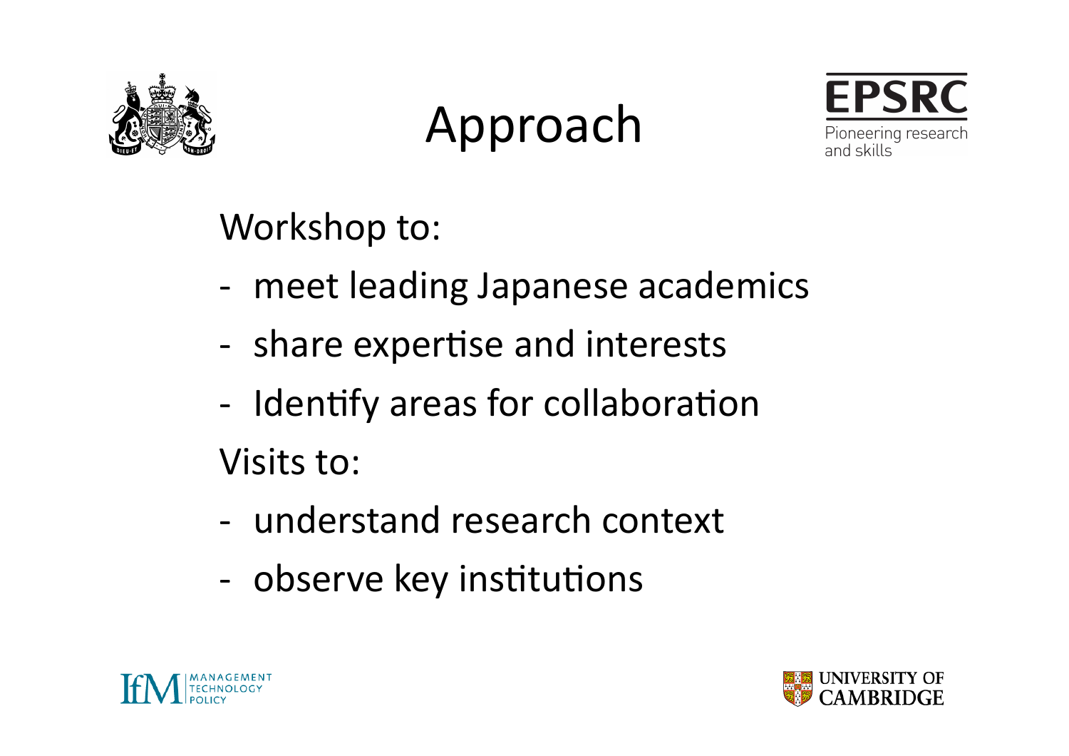# Approach

Workshop to:

- meet leading Japanese academics
- share expertise and interests
- Identify areas for collaboration

Visits to:

- understand research context
- observe key institutions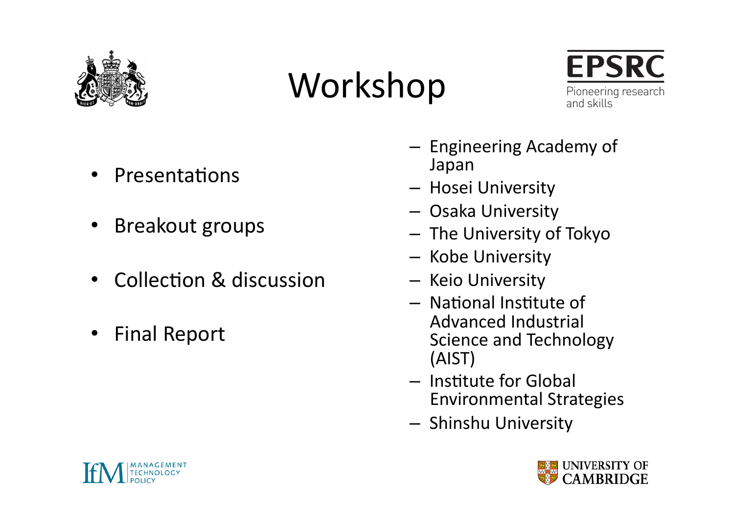# Workshop

EPSRC

Pioneering research and skills

- Presentations
- Breakout groups
- Collection & discussion
- Final Report

- Engineering Academy of Japan
- Hosei University
- Osaka University
- The University of Tokyo
- Kobe University
- Keio University
- National Institute of Advanced Industrial Science and Technology (AIST)
- Institute for Global Environmental Strategies
- Shinshu University

IfM MANAGEMENT TECHNOLOGY POLICY

UNIVERSITY OF CAMBRIDGE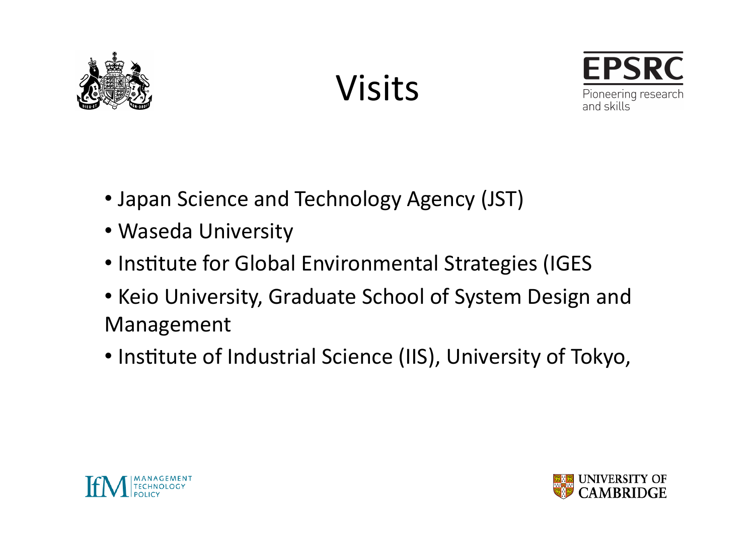# Visits

- Japan Science and Technology Agency (JST)
- Waseda University
- Institute for Global Environmental Strategies (IGES
- Keio University, Graduate School of System Design and Management
- Institute of Industrial Science (IIS), University of Tokyo,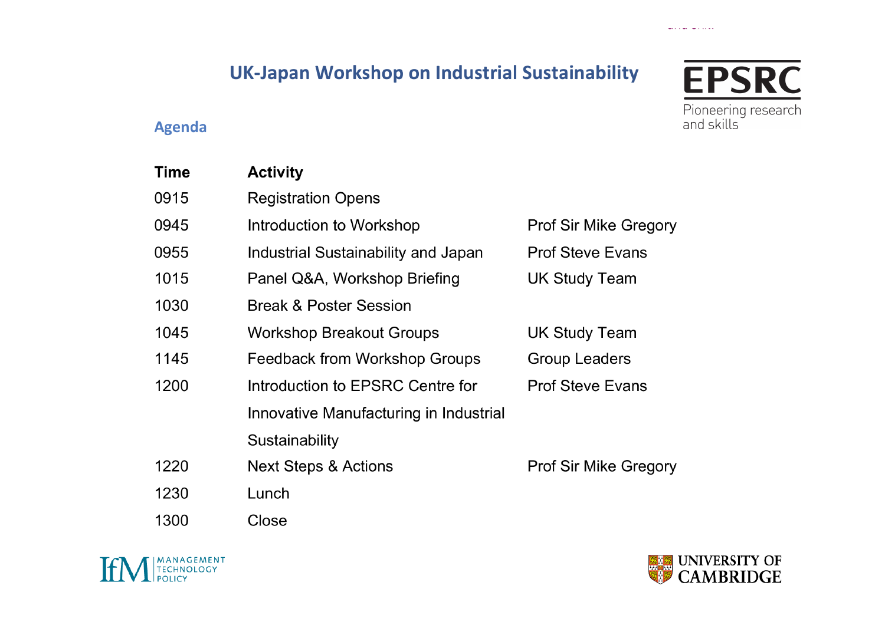# UK-Japan Workshop on Industrial Sustainability

## Agenda

| Time | Activity | |
|---|---|---|
| 0915 | Registration Opens | |
| 0945 | Introduction to Workshop | Prof Sir Mike Gregory |
| 0955 | Industrial Sustainability and Japan | Prof Steve Evans |
| 1015 | Panel Q&A, Workshop Briefing | UK Study Team |
| 1030 | Break & Poster Session | |
| 1045 | Workshop Breakout Groups | UK Study Team |
| 1145 | Feedback from Workshop Groups | Group Leaders |
| 1200 | Introduction to EPSRC Centre for Innovative Manufacturing in Industrial Sustainability | Prof Steve Evans |
| 1220 | Next Steps & Actions | Prof Sir Mike Gregory |
| 1230 | Lunch | |
| 1300 | Close | |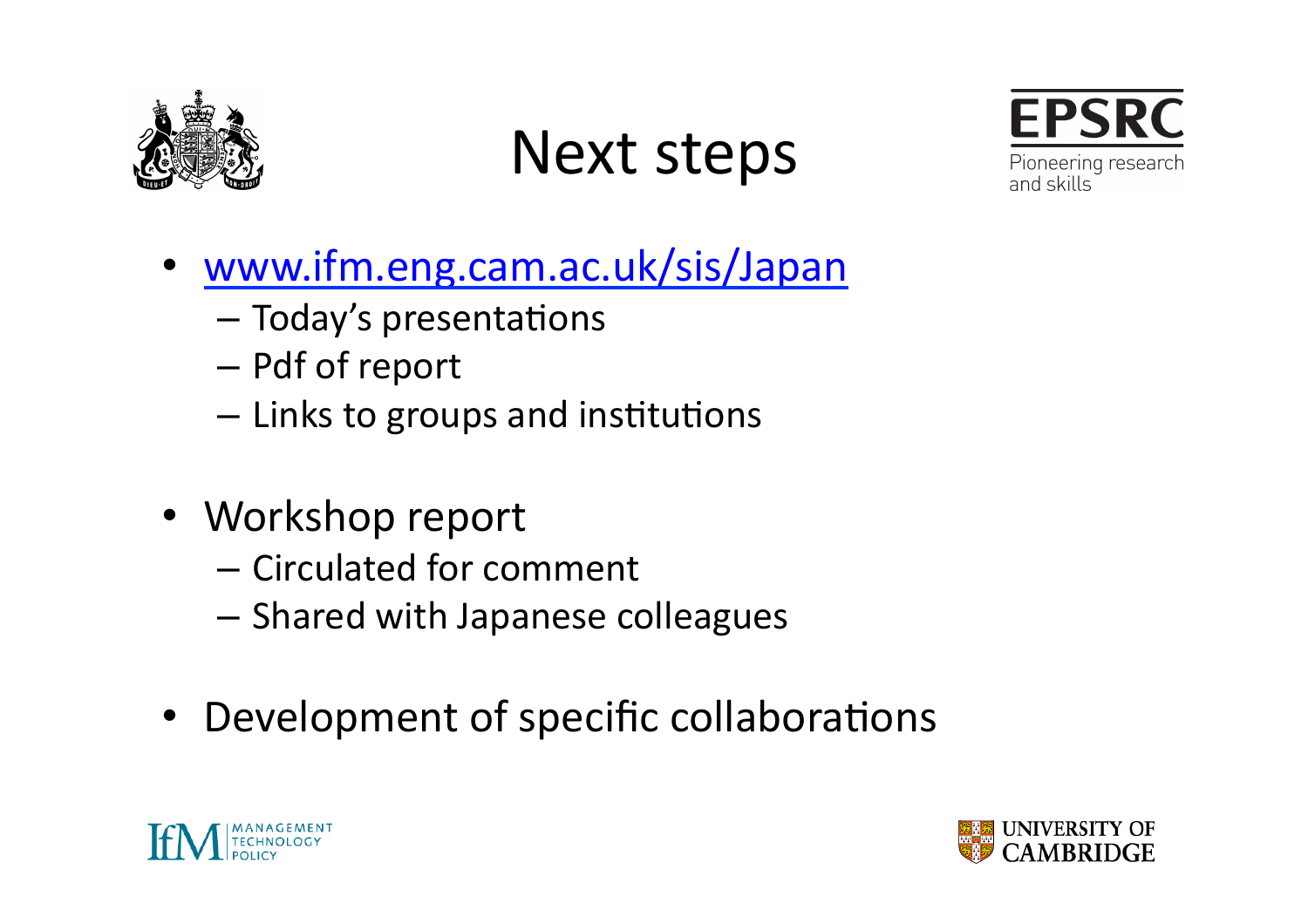# Next steps

- www.ifm.eng.cam.ac.uk/sis/Japan
  - Today's presentations
  - Pdf of report
  - Links to groups and institutions
- Workshop report
  - Circulated for comment
  - Shared with Japanese colleagues
- Development of specific collaborations